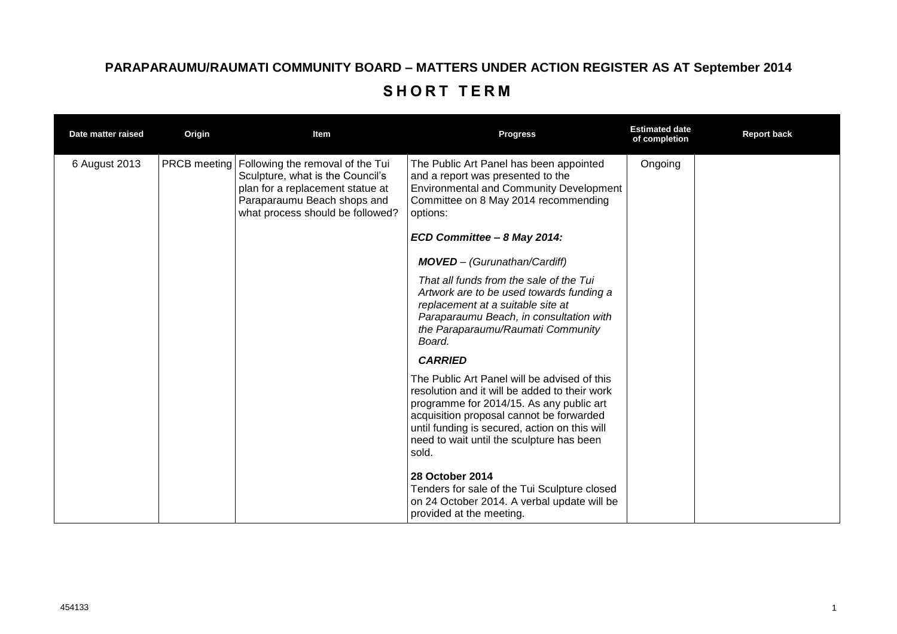# PARAPARAUMU/RAUMATI COMMUNITY BOARD – MATTERS UNDER ACTION REGISTER AS AT September 2014

## SHORT TERM

| Date matter raised | Origin | Item | Progress | Estimated date of completion | Report back |
|---|---|---|---|---|---|
| 6 August 2013 | PRCB meeting | Following the removal of the Tui Sculpture, what is the Council's plan for a replacement statue at Paraparaumu Beach shops and what process should be followed? | The Public Art Panel has been appointed and a report was presented to the Environmental and Community Development Committee on 8 May 2014 recommending options:<br><br>***ECD Committee – 8 May 2014:***<br><br>***MOVED*** *– (Gurunathan/Cardiff)*<br><br>*That all funds from the sale of the Tui Artwork are to be used towards funding a replacement at a suitable site at Paraparaumu Beach, in consultation with the Paraparaumu/Raumati Community Board.*<br><br>***CARRIED***<br><br>The Public Art Panel will be advised of this resolution and it will be added to their work programme for 2014/15. As any public art acquisition proposal cannot be forwarded until funding is secured, action on this will need to wait until the sculpture has been sold.<br><br>**28 October 2014**<br>Tenders for sale of the Tui Sculpture closed on 24 October 2014. A verbal update will be provided at the meeting. | Ongoing | |

454133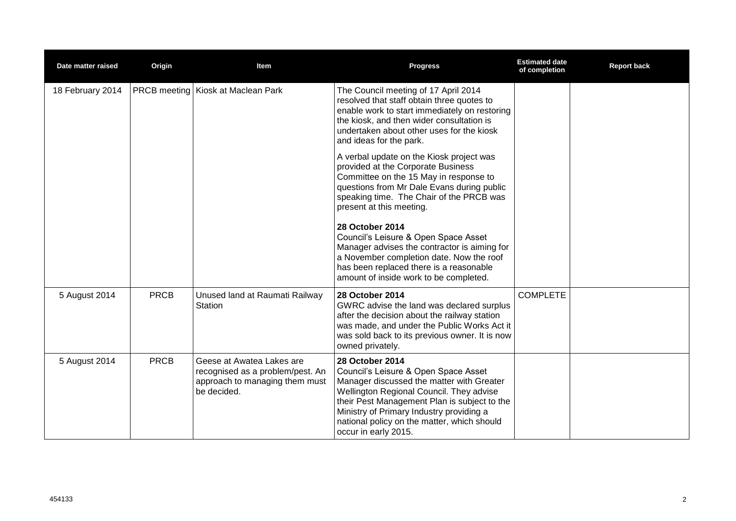| Date matter raised | Origin | Item | Progress | Estimated date of completion | Report back |
|---|---|---|---|---|---|
| 18 February 2014 | PRCB meeting | Kiosk at Maclean Park | The Council meeting of 17 April 2014 resolved that staff obtain three quotes to enable work to start immediately on restoring the kiosk, and then wider consultation is undertaken about other uses for the kiosk and ideas for the park.<br><br>A verbal update on the Kiosk project was provided at the Corporate Business Committee on the 15 May in response to questions from Mr Dale Evans during public speaking time. The Chair of the PRCB was present at this meeting.<br><br>**28 October 2014**<br>Council's Leisure & Open Space Asset Manager advises the contractor is aiming for a November completion date. Now the roof has been replaced there is a reasonable amount of inside work to be completed. | | |
| 5 August 2014 | PRCB | Unused land at Raumati Railway Station | **28 October 2014**<br>GWRC advise the land was declared surplus after the decision about the railway station was made, and under the Public Works Act it was sold back to its previous owner. It is now owned privately. | COMPLETE | |
| 5 August 2014 | PRCB | Geese at Awatea Lakes are recognised as a problem/pest. An approach to managing them must be decided. | **28 October 2014**<br>Council's Leisure & Open Space Asset Manager discussed the matter with Greater Wellington Regional Council. They advise their Pest Management Plan is subject to the Ministry of Primary Industry providing a national policy on the matter, which should occur in early 2015. | | |

454133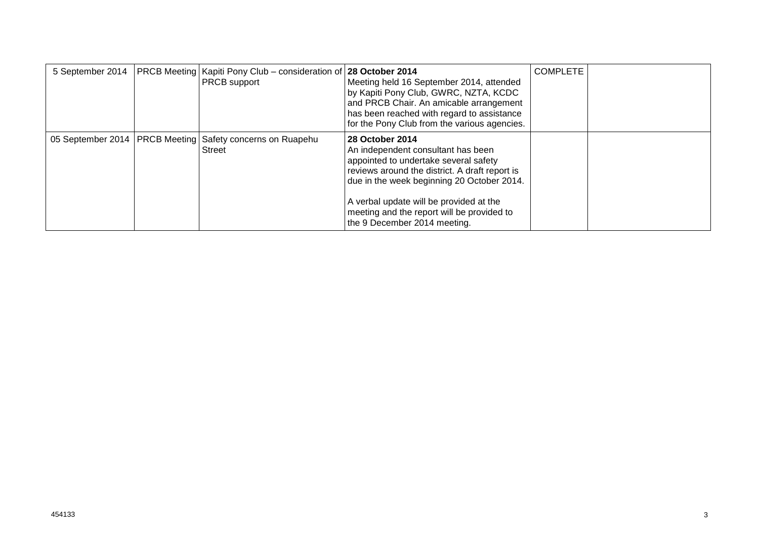|  |  |  |  |  |  |
|---|---|---|---|---|---|
| 5 September 2014 | PRCB Meeting | Kapiti Pony Club – consideration of PRCB support | **28 October 2014**<br>Meeting held 16 September 2014, attended by Kapiti Pony Club, GWRC, NZTA, KCDC and PRCB Chair. An amicable arrangement has been reached with regard to assistance for the Pony Club from the various agencies. | COMPLETE |  |
| 05 September 2014 | PRCB Meeting | Safety concerns on Ruapehu Street | **28 October 2014**<br>An independent consultant has been appointed to undertake several safety reviews around the district. A draft report is due in the week beginning 20 October 2014.<br><br>A verbal update will be provided at the meeting and the report will be provided to the 9 December 2014 meeting. |  |  |

454133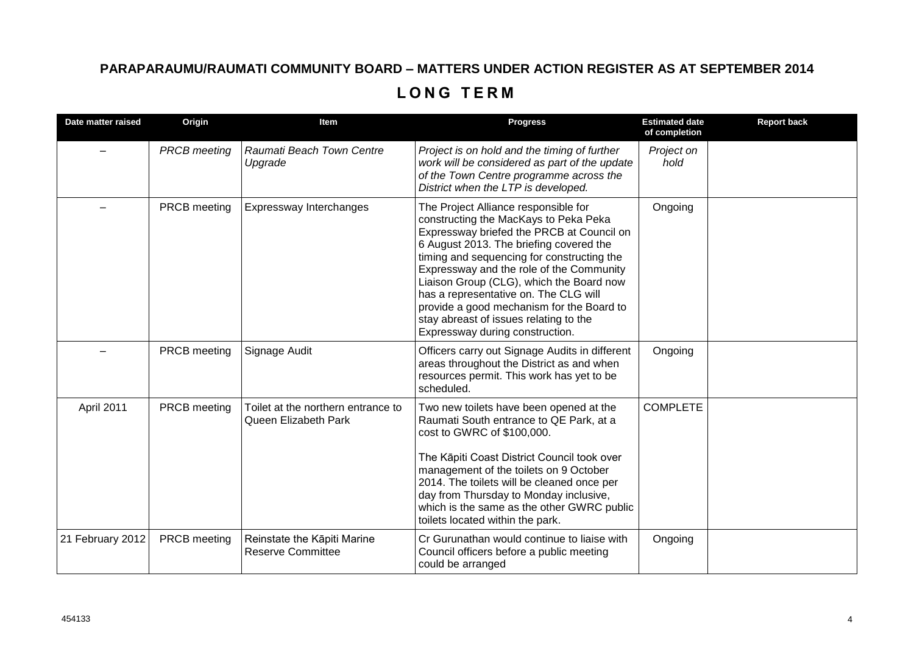# PARAPARAUMU/RAUMATI COMMUNITY BOARD – MATTERS UNDER ACTION REGISTER AS AT SEPTEMBER 2014

## LONG TERM

| Date matter raised | Origin | Item | Progress | Estimated date of completion | Report back |
|---|---|---|---|---|---|
| – | *PRCB meeting* | *Raumati Beach Town Centre Upgrade* | *Project is on hold and the timing of further work will be considered as part of the update of the Town Centre programme across the District when the LTP is developed.* | *Project on hold* | |
| – | PRCB meeting | Expressway Interchanges | The Project Alliance responsible for constructing the MacKays to Peka Peka Expressway briefed the PRCB at Council on 6 August 2013. The briefing covered the timing and sequencing for constructing the Expressway and the role of the Community Liaison Group (CLG), which the Board now has a representative on. The CLG will provide a good mechanism for the Board to stay abreast of issues relating to the Expressway during construction. | Ongoing | |
| – | PRCB meeting | Signage Audit | Officers carry out Signage Audits in different areas throughout the District as and when resources permit. This work has yet to be scheduled. | Ongoing | |
| April 2011 | PRCB meeting | Toilet at the northern entrance to Queen Elizabeth Park | Two new toilets have been opened at the Raumati South entrance to QE Park, at a cost to GWRC of $100,000.<br><br>The Kāpiti Coast District Council took over management of the toilets on 9 October 2014. The toilets will be cleaned once per day from Thursday to Monday inclusive, which is the same as the other GWRC public toilets located within the park. | COMPLETE | |
| 21 February 2012 | PRCB meeting | Reinstate the Kāpiti Marine Reserve Committee | Cr Gurunathan would continue to liaise with Council officers before a public meeting could be arranged | Ongoing | |

454133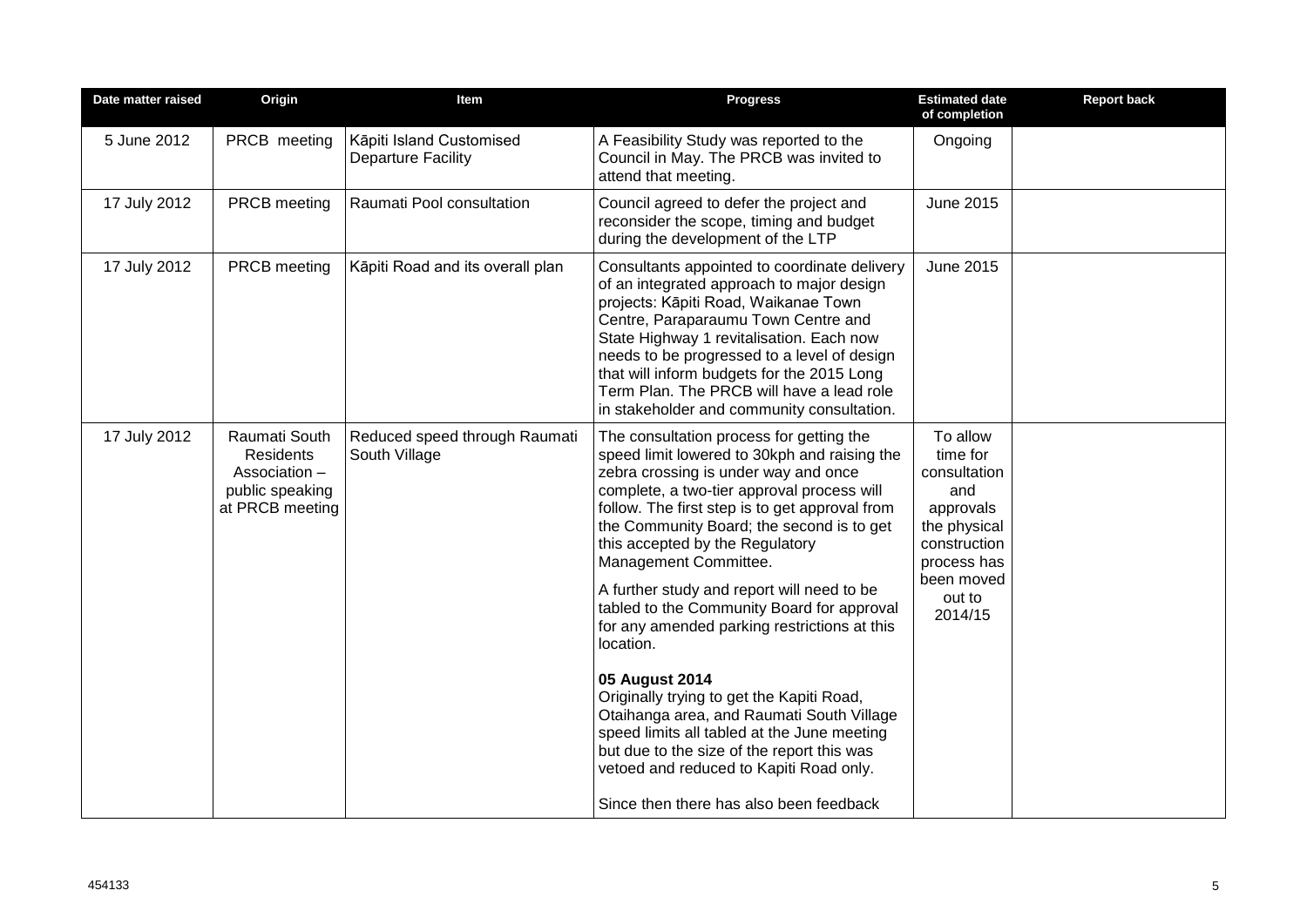| Date matter raised | Origin | Item | Progress | Estimated date of completion | Report back |
|---|---|---|---|---|---|
| 5 June 2012 | PRCB meeting | Kāpiti Island Customised Departure Facility | A Feasibility Study was reported to the Council in May. The PRCB was invited to attend that meeting. | Ongoing | |
| 17 July 2012 | PRCB meeting | Raumati Pool consultation | Council agreed to defer the project and reconsider the scope, timing and budget during the development of the LTP | June 2015 | |
| 17 July 2012 | PRCB meeting | Kāpiti Road and its overall plan | Consultants appointed to coordinate delivery of an integrated approach to major design projects: Kāpiti Road, Waikanae Town Centre, Paraparaumu Town Centre and State Highway 1 revitalisation. Each now needs to be progressed to a level of design that will inform budgets for the 2015 Long Term Plan. The PRCB will have a lead role in stakeholder and community consultation. | June 2015 | |
| 17 July 2012 | Raumati South Residents Association – public speaking at PRCB meeting | Reduced speed through Raumati South Village | The consultation process for getting the speed limit lowered to 30kph and raising the zebra crossing is under way and once complete, a two-tier approval process will follow. The first step is to get approval from the Community Board; the second is to get this accepted by the Regulatory Management Committee.<br><br>A further study and report will need to be tabled to the Community Board for approval for any amended parking restrictions at this location.<br><br>**05 August 2014**<br>Originally trying to get the Kapiti Road, Otaihanga area, and Raumati South Village speed limits all tabled at the June meeting but due to the size of the report this was vetoed and reduced to Kapiti Road only.<br><br>Since then there has also been feedback | To allow time for consultation and approvals the physical construction process has been moved out to 2014/15 | |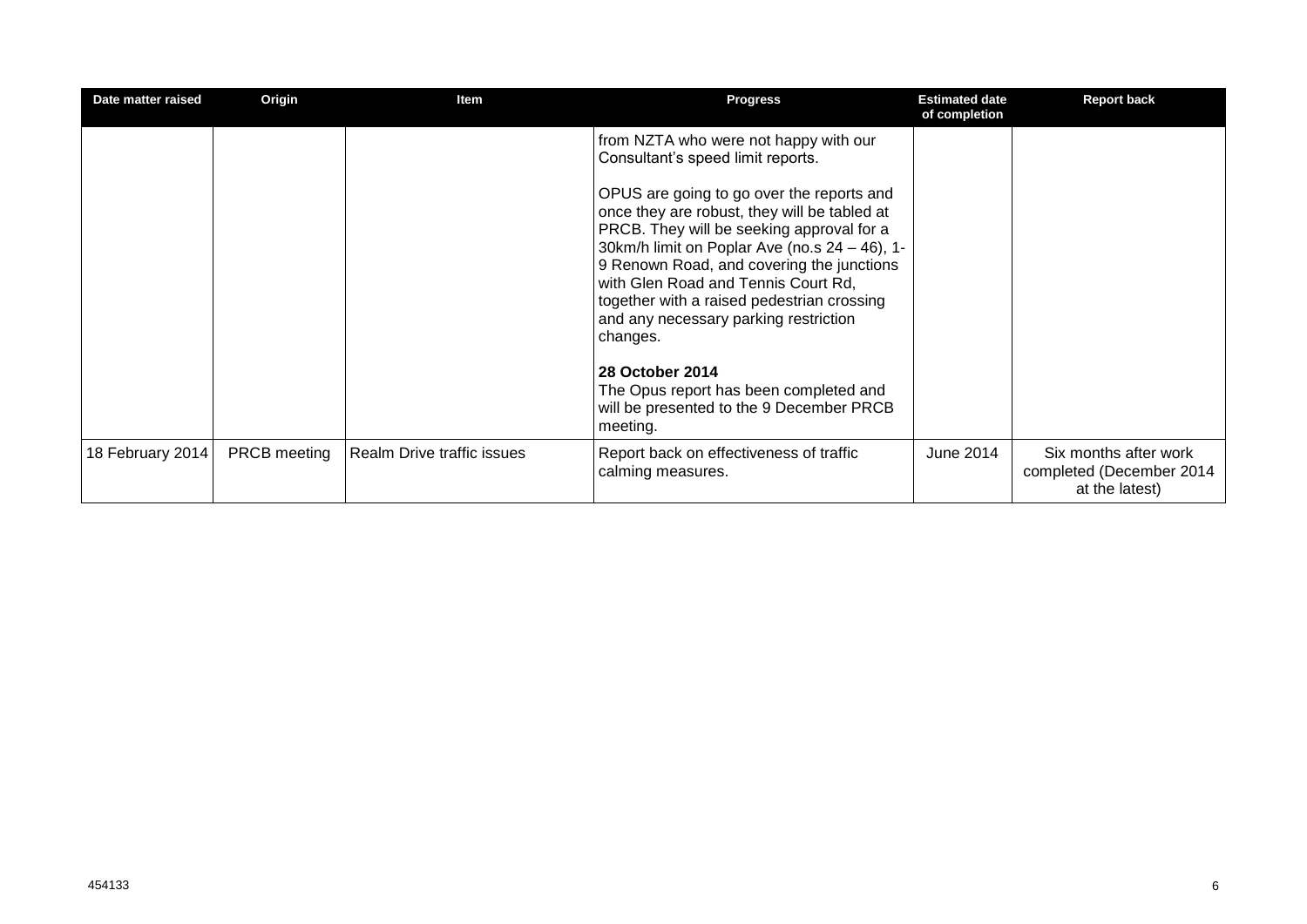| Date matter raised | Origin | Item | Progress | Estimated date of completion | Report back |
|---|---|---|---|---|---|
| | | | from NZTA who were not happy with our Consultant's speed limit reports.<br><br>OPUS are going to go over the reports and once they are robust, they will be tabled at PRCB. They will be seeking approval for a 30km/h limit on Poplar Ave (no.s 24 – 46), 1-9 Renown Road, and covering the junctions with Glen Road and Tennis Court Rd, together with a raised pedestrian crossing and any necessary parking restriction changes.<br><br>**28 October 2014**<br>The Opus report has been completed and will be presented to the 9 December PRCB meeting. | | |
| 18 February 2014 | PRCB meeting | Realm Drive traffic issues | Report back on effectiveness of traffic calming measures. | June 2014 | Six months after work completed (December 2014 at the latest) |